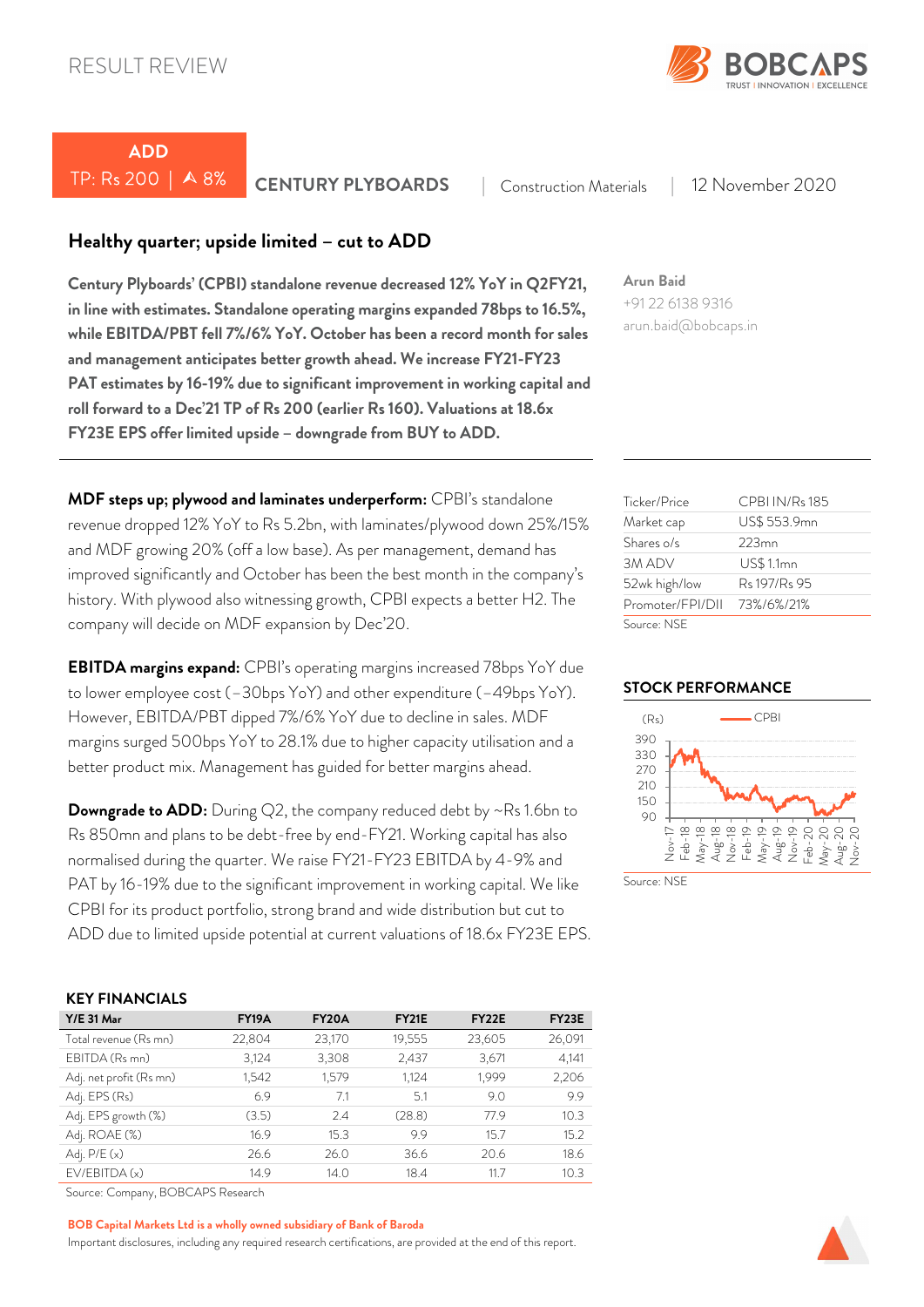RESULT REVIEW

**ADD**

TP: Rs 200 | ▲ 8%

**CENTURY PLYBOARDS** | Construction Materials | 12 November 2020

## Healthy quarter; upside limited – cut to ADD

**Century Plyboards' (CPBI) standalone revenue decreased 12% YoY in Q2FY21, in line with estimates. Standalone operating margins expanded 78bps to 16.5%, while EBITDA/PBT fell 7%/6% YoY. October has been a record month for sales and management anticipates better growth ahead. We increase FY21-FY23 PAT estimates by 16-19% due to significant improvement in working capital and roll forward to a Dec'21 TP of Rs 200 (earlier Rs 160). Valuations at 18.6x FY23E EPS offer limited upside – downgrade from BUY to ADD.**

Arun Baid
+91 22 6138 9316
arun.baid@bobcaps.in

**MDF steps up; plywood and laminates underperform:** CPBI's standalone revenue dropped 12% YoY to Rs 5.2bn, with laminates/plywood down 25%/15% and MDF growing 20% (off a low base). As per management, demand has improved significantly and October has been the best month in the company's history. With plywood also witnessing growth, CPBI expects a better H2. The company will decide on MDF expansion by Dec'20.

**EBITDA margins expand:** CPBI's operating margins increased 78bps YoY due to lower employee cost (–30bps YoY) and other expenditure (–49bps YoY). However, EBITDA/PBT dipped 7%/6% YoY due to decline in sales. MDF margins surged 500bps YoY to 28.1% due to higher capacity utilisation and a better product mix. Management has guided for better margins ahead.

**Downgrade to ADD:** During Q2, the company reduced debt by ~Rs 1.6bn to Rs 850mn and plans to be debt-free by end-FY21. Working capital has also normalised during the quarter. We raise FY21-FY23 EBITDA by 4-9% and PAT by 16-19% due to the significant improvement in working capital. We like CPBI for its product portfolio, strong brand and wide distribution but cut to ADD due to limited upside potential at current valuations of 18.6x FY23E EPS.

| | |
|---|---|
| Ticker/Price | CPBI IN/Rs 185 |
| Market cap | US$ 553.9mn |
| Shares o/s | 223mn |
| 3M ADV | US$ 1.1mn |
| 52wk high/low | Rs 197/Rs 95 |
| Promoter/FPI/DII | 73%/6%/21% |

Source: NSE

### STOCK PERFORMANCE

Source: NSE

### KEY FINANCIALS

| Y/E 31 Mar | FY19A | FY20A | FY21E | FY22E | FY23E |
|---|---|---|---|---|---|
| Total revenue (Rs mn) | 22,804 | 23,170 | 19,555 | 23,605 | 26,091 |
| EBITDA (Rs mn) | 3,124 | 3,308 | 2,437 | 3,671 | 4,141 |
| Adj. net profit (Rs mn) | 1,542 | 1,579 | 1,124 | 1,999 | 2,206 |
| Adj. EPS (Rs) | 6.9 | 7.1 | 5.1 | 9.0 | 9.9 |
| Adj. EPS growth (%) | (3.5) | 2.4 | (28.8) | 77.9 | 10.3 |
| Adj. ROAE (%) | 16.9 | 15.3 | 9.9 | 15.7 | 15.2 |
| Adj. P/E (x) | 26.6 | 26.0 | 36.6 | 20.6 | 18.6 |
| EV/EBITDA (x) | 14.9 | 14.0 | 18.4 | 11.7 | 10.3 |

Source: Company, BOBCAPS Research

**BOB Capital Markets Ltd is a wholly owned subsidiary of Bank of Baroda**

Important disclosures, including any required research certifications, are provided at the end of this report.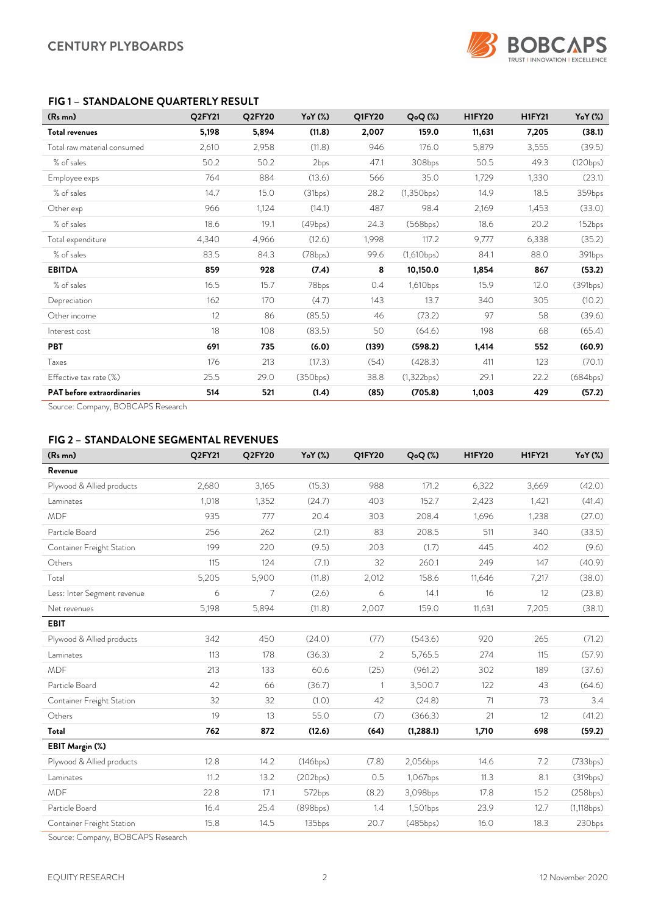### FIG 1 – STANDALONE QUARTERLY RESULT

| (Rs mn) | Q2FY21 | Q2FY20 | YoY (%) | Q1FY20 | QoQ (%) | H1FY20 | H1FY21 | YoY (%) |
|---|---|---|---|---|---|---|---|---|
| **Total revenues** | **5,198** | **5,894** | **(11.8)** | **2,007** | **159.0** | **11,631** | **7,205** | **(38.1)** |
| Total raw material consumed | 2,610 | 2,958 | (11.8) | 946 | 176.0 | 5,879 | 3,555 | (39.5) |
| % of sales | 50.2 | 50.2 | 2bps | 47.1 | 308bps | 50.5 | 49.3 | (120bps) |
| Employee exps | 764 | 884 | (13.6) | 566 | 35.0 | 1,729 | 1,330 | (23.1) |
| % of sales | 14.7 | 15.0 | (31bps) | 28.2 | (1,350bps) | 14.9 | 18.5 | 359bps |
| Other exp | 966 | 1,124 | (14.1) | 487 | 98.4 | 2,169 | 1,453 | (33.0) |
| % of sales | 18.6 | 19.1 | (49bps) | 24.3 | (568bps) | 18.6 | 20.2 | 152bps |
| Total expenditure | 4,340 | 4,966 | (12.6) | 1,998 | 117.2 | 9,777 | 6,338 | (35.2) |
| % of sales | 83.5 | 84.3 | (78bps) | 99.6 | (1,610bps) | 84.1 | 88.0 | 391bps |
| **EBITDA** | **859** | **928** | **(7.4)** | **8** | **10,150.0** | **1,854** | **867** | **(53.2)** |
| % of sales | 16.5 | 15.7 | 78bps | 0.4 | 1,610bps | 15.9 | 12.0 | (391bps) |
| Depreciation | 162 | 170 | (4.7) | 143 | 13.7 | 340 | 305 | (10.2) |
| Other income | 12 | 86 | (85.5) | 46 | (73.2) | 97 | 58 | (39.6) |
| Interest cost | 18 | 108 | (83.5) | 50 | (64.6) | 198 | 68 | (65.4) |
| **PBT** | **691** | **735** | **(6.0)** | **(139)** | **(598.2)** | **1,414** | **552** | **(60.9)** |
| Taxes | 176 | 213 | (17.3) | (54) | (428.3) | 411 | 123 | (70.1) |
| Effective tax rate (%) | 25.5 | 29.0 | (350bps) | 38.8 | (1,322bps) | 29.1 | 22.2 | (684bps) |
| **PAT before extraordinaries** | **514** | **521** | **(1.4)** | **(85)** | **(705.8)** | **1,003** | **429** | **(57.2)** |

Source: Company, BOBCAPS Research

### FIG 2 – STANDALONE SEGMENTAL REVENUES

| (Rs mn) | Q2FY21 | Q2FY20 | YoY (%) | Q1FY20 | QoQ (%) | H1FY20 | H1FY21 | YoY (%) |
|---|---|---|---|---|---|---|---|---|
| **Revenue** | | | | | | | | |
| Plywood & Allied products | 2,680 | 3,165 | (15.3) | 988 | 171.2 | 6,322 | 3,669 | (42.0) |
| Laminates | 1,018 | 1,352 | (24.7) | 403 | 152.7 | 2,423 | 1,421 | (41.4) |
| MDF | 935 | 777 | 20.4 | 303 | 208.4 | 1,696 | 1,238 | (27.0) |
| Particle Board | 256 | 262 | (2.1) | 83 | 208.5 | 511 | 340 | (33.5) |
| Container Freight Station | 199 | 220 | (9.5) | 203 | (1.7) | 445 | 402 | (9.6) |
| Others | 115 | 124 | (7.1) | 32 | 260.1 | 249 | 147 | (40.9) |
| Total | 5,205 | 5,900 | (11.8) | 2,012 | 158.6 | 11,646 | 7,217 | (38.0) |
| Less: Inter Segment revenue | 6 | 7 | (2.6) | 6 | 14.1 | 16 | 12 | (23.8) |
| Net revenues | 5,198 | 5,894 | (11.8) | 2,007 | 159.0 | 11,631 | 7,205 | (38.1) |
| **EBIT** | | | | | | | | |
| Plywood & Allied products | 342 | 450 | (24.0) | (77) | (543.6) | 920 | 265 | (71.2) |
| Laminates | 113 | 178 | (36.3) | 2 | 5,765.5 | 274 | 115 | (57.9) |
| MDF | 213 | 133 | 60.6 | (25) | (961.2) | 302 | 189 | (37.6) |
| Particle Board | 42 | 66 | (36.7) | 1 | 3,500.7 | 122 | 43 | (64.6) |
| Container Freight Station | 32 | 32 | (1.0) | 42 | (24.8) | 71 | 73 | 3.4 |
| Others | 19 | 13 | 55.0 | (7) | (366.3) | 21 | 12 | (41.2) |
| **Total** | **762** | **872** | **(12.6)** | **(64)** | **(1,288.1)** | **1,710** | **698** | **(59.2)** |
| **EBIT Margin (%)** | | | | | | | | |
| Plywood & Allied products | 12.8 | 14.2 | (146bps) | (7.8) | 2,056bps | 14.6 | 7.2 | (733bps) |
| Laminates | 11.2 | 13.2 | (202bps) | 0.5 | 1,067bps | 11.3 | 8.1 | (319bps) |
| MDF | 22.8 | 17.1 | 572bps | (8.2) | 3,098bps | 17.8 | 15.2 | (258bps) |
| Particle Board | 16.4 | 25.4 | (898bps) | 1.4 | 1,501bps | 23.9 | 12.7 | (1,118bps) |
| Container Freight Station | 15.8 | 14.5 | 135bps | 20.7 | (485bps) | 16.0 | 18.3 | 230bps |

Source: Company, BOBCAPS Research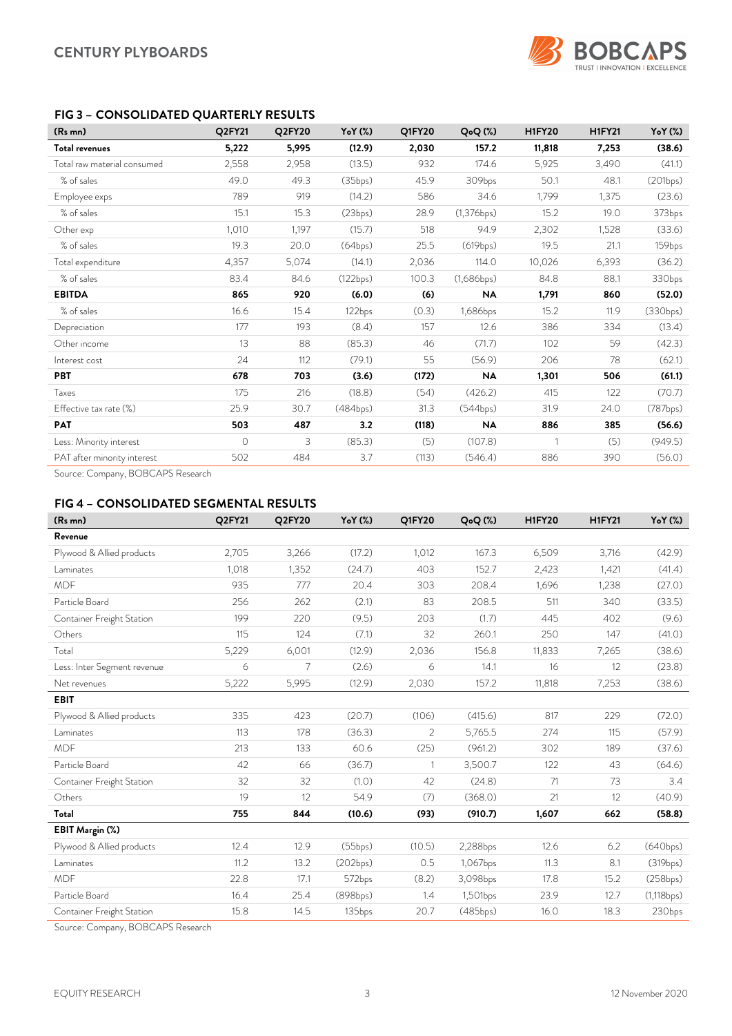### FIG 3 – CONSOLIDATED QUARTERLY RESULTS

| (Rs mn) | Q2FY21 | Q2FY20 | YoY (%) | Q1FY20 | QoQ (%) | H1FY20 | H1FY21 | YoY (%) |
|---|---|---|---|---|---|---|---|---|
| **Total revenues** | **5,222** | **5,995** | **(12.9)** | **2,030** | **157.2** | **11,818** | **7,253** | **(38.6)** |
| Total raw material consumed | 2,558 | 2,958 | (13.5) | 932 | 174.6 | 5,925 | 3,490 | (41.1) |
| % of sales | 49.0 | 49.3 | (35bps) | 45.9 | 309bps | 50.1 | 48.1 | (201bps) |
| Employee exps | 789 | 919 | (14.2) | 586 | 34.6 | 1,799 | 1,375 | (23.6) |
| % of sales | 15.1 | 15.3 | (23bps) | 28.9 | (1,376bps) | 15.2 | 19.0 | 373bps |
| Other exp | 1,010 | 1,197 | (15.7) | 518 | 94.9 | 2,302 | 1,528 | (33.6) |
| % of sales | 19.3 | 20.0 | (64bps) | 25.5 | (619bps) | 19.5 | 21.1 | 159bps |
| Total expenditure | 4,357 | 5,074 | (14.1) | 2,036 | 114.0 | 10,026 | 6,393 | (36.2) |
| % of sales | 83.4 | 84.6 | (122bps) | 100.3 | (1,686bps) | 84.8 | 88.1 | 330bps |
| **EBITDA** | **865** | **920** | **(6.0)** | **(6)** | **NA** | **1,791** | **860** | **(52.0)** |
| % of sales | 16.6 | 15.4 | 122bps | (0.3) | 1,686bps | 15.2 | 11.9 | (330bps) |
| Depreciation | 177 | 193 | (8.4) | 157 | 12.6 | 386 | 334 | (13.4) |
| Other income | 13 | 88 | (85.3) | 46 | (71.7) | 102 | 59 | (42.3) |
| Interest cost | 24 | 112 | (79.1) | 55 | (56.9) | 206 | 78 | (62.1) |
| **PBT** | **678** | **703** | **(3.6)** | **(172)** | **NA** | **1,301** | **506** | **(61.1)** |
| Taxes | 175 | 216 | (18.8) | (54) | (426.2) | 415 | 122 | (70.7) |
| Effective tax rate (%) | 25.9 | 30.7 | (484bps) | 31.3 | (544bps) | 31.9 | 24.0 | (787bps) |
| **PAT** | **503** | **487** | **3.2** | **(118)** | **NA** | **886** | **385** | **(56.6)** |
| Less: Minority interest | 0 | 3 | (85.3) | (5) | (107.8) | 1 | (5) | (949.5) |
| PAT after minority interest | 502 | 484 | 3.7 | (113) | (546.4) | 886 | 390 | (56.0) |

Source: Company, BOBCAPS Research

### FIG 4 – CONSOLIDATED SEGMENTAL RESULTS

| (Rs mn) | Q2FY21 | Q2FY20 | YoY (%) | Q1FY20 | QoQ (%) | H1FY20 | H1FY21 | YoY (%) |
|---|---|---|---|---|---|---|---|---|
| **Revenue** | | | | | | | | |
| Plywood & Allied products | 2,705 | 3,266 | (17.2) | 1,012 | 167.3 | 6,509 | 3,716 | (42.9) |
| Laminates | 1,018 | 1,352 | (24.7) | 403 | 152.7 | 2,423 | 1,421 | (41.4) |
| MDF | 935 | 777 | 20.4 | 303 | 208.4 | 1,696 | 1,238 | (27.0) |
| Particle Board | 256 | 262 | (2.1) | 83 | 208.5 | 511 | 340 | (33.5) |
| Container Freight Station | 199 | 220 | (9.5) | 203 | (1.7) | 445 | 402 | (9.6) |
| Others | 115 | 124 | (7.1) | 32 | 260.1 | 250 | 147 | (41.0) |
| Total | 5,229 | 6,001 | (12.9) | 2,036 | 156.8 | 11,833 | 7,265 | (38.6) |
| Less: Inter Segment revenue | 6 | 7 | (2.6) | 6 | 14.1 | 16 | 12 | (23.8) |
| Net revenues | 5,222 | 5,995 | (12.9) | 2,030 | 157.2 | 11,818 | 7,253 | (38.6) |
| **EBIT** | | | | | | | | |
| Plywood & Allied products | 335 | 423 | (20.7) | (106) | (415.6) | 817 | 229 | (72.0) |
| Laminates | 113 | 178 | (36.3) | 2 | 5,765.5 | 274 | 115 | (57.9) |
| MDF | 213 | 133 | 60.6 | (25) | (961.2) | 302 | 189 | (37.6) |
| Particle Board | 42 | 66 | (36.7) | 1 | 3,500.7 | 122 | 43 | (64.6) |
| Container Freight Station | 32 | 32 | (1.0) | 42 | (24.8) | 71 | 73 | 3.4 |
| Others | 19 | 12 | 54.9 | (7) | (368.0) | 21 | 12 | (40.9) |
| **Total** | **755** | **844** | **(10.6)** | **(93)** | **(910.7)** | **1,607** | **662** | **(58.8)** |
| **EBIT Margin (%)** | | | | | | | | |
| Plywood & Allied products | 12.4 | 12.9 | (55bps) | (10.5) | 2,288bps | 12.6 | 6.2 | (640bps) |
| Laminates | 11.2 | 13.2 | (202bps) | 0.5 | 1,067bps | 11.3 | 8.1 | (319bps) |
| MDF | 22.8 | 17.1 | 572bps | (8.2) | 3,098bps | 17.8 | 15.2 | (258bps) |
| Particle Board | 16.4 | 25.4 | (898bps) | 1.4 | 1,501bps | 23.9 | 12.7 | (1,118bps) |
| Container Freight Station | 15.8 | 14.5 | 135bps | 20.7 | (485bps) | 16.0 | 18.3 | 230bps |

Source: Company, BOBCAPS Research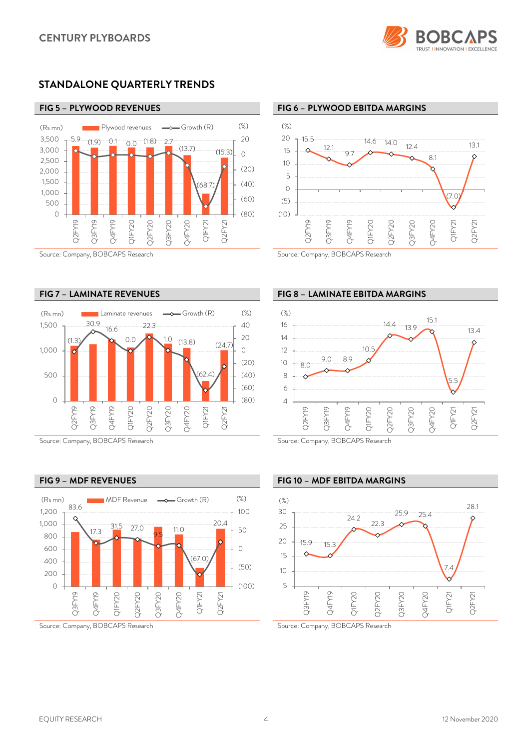## STANDALONE QUARTERLY TRENDS

### FIG 5 – PLYWOOD REVENUES

| Quarter | Growth (R) (%) |
|---|---|
| Q2FY19 | 5.9 |
| Q3FY19 | (1.9) |
| Q4FY19 | 0.1 |
| Q1FY20 | 0.0 |
| Q2FY20 | (1.8) |
| Q3FY20 | 2.7 |
| Q4FY20 | (13.7) |
| Q1FY21 | (68.7) |
| Q2FY21 | (15.3) |

Source: Company, BOBCAPS Research

### FIG 6 – PLYWOOD EBITDA MARGINS

| Quarter | (%) |
|---|---|
| Q2FY19 | 15.5 |
| Q3FY19 | 12.1 |
| Q4FY19 | 9.7 |
| Q1FY20 | 14.6 |
| Q2FY20 | 14.0 |
| Q3FY20 | 12.4 |
| Q4FY20 | 8.1 |
| Q1FY21 | (7.0) |
| Q2FY21 | 13.1 |

Source: Company, BOBCAPS Research

### FIG 7 – LAMINATE REVENUES

| Quarter | Growth (R) (%) |
|---|---|
| Q2FY19 | (1.3) |
| Q3FY19 | 30.9 |
| Q4FY19 | 16.6 |
| Q1FY20 | 0.0 |
| Q2FY20 | 22.3 |
| Q3FY20 | 1.0 |
| Q4FY20 | (13.8) |
| Q1FY21 | (62.4) |
| Q2FY21 | (24.7) |

Source: Company, BOBCAPS Research

### FIG 8 – LAMINATE EBITDA MARGINS

| Quarter | (%) |
|---|---|
| Q2FY19 | 8.0 |
| Q3FY19 | 9.0 |
| Q4FY19 | 8.9 |
| Q1FY20 | 10.5 |
| Q2FY20 | 14.4 |
| Q3FY20 | 13.9 |
| Q4FY20 | 15.1 |
| Q1FY21 | 5.5 |
| Q2FY21 | 13.4 |

Source: Company, BOBCAPS Research

### FIG 9 – MDF REVENUES

| Quarter | Growth (R) (%) |
|---|---|
| Q3FY19 | 83.6 |
| Q4FY19 | 17.3 |
| Q1FY20 | 31.5 |
| Q2FY20 | 27.0 |
| Q3FY20 | 9.5 |
| Q4FY20 | 11.0 |
| Q1FY21 | (67.0) |
| Q2FY21 | 20.4 |

Source: Company, BOBCAPS Research

### FIG 10 – MDF EBITDA MARGINS

| Quarter | (%) |
|---|---|
| Q3FY19 | 15.9 |
| Q4FY19 | 15.3 |
| Q1FY20 | 24.2 |
| Q2FY20 | 22.3 |
| Q3FY20 | 25.9 |
| Q4FY20 | 25.4 |
| Q1FY21 | 7.4 |
| Q2FY21 | 28.1 |

Source: Company, BOBCAPS Research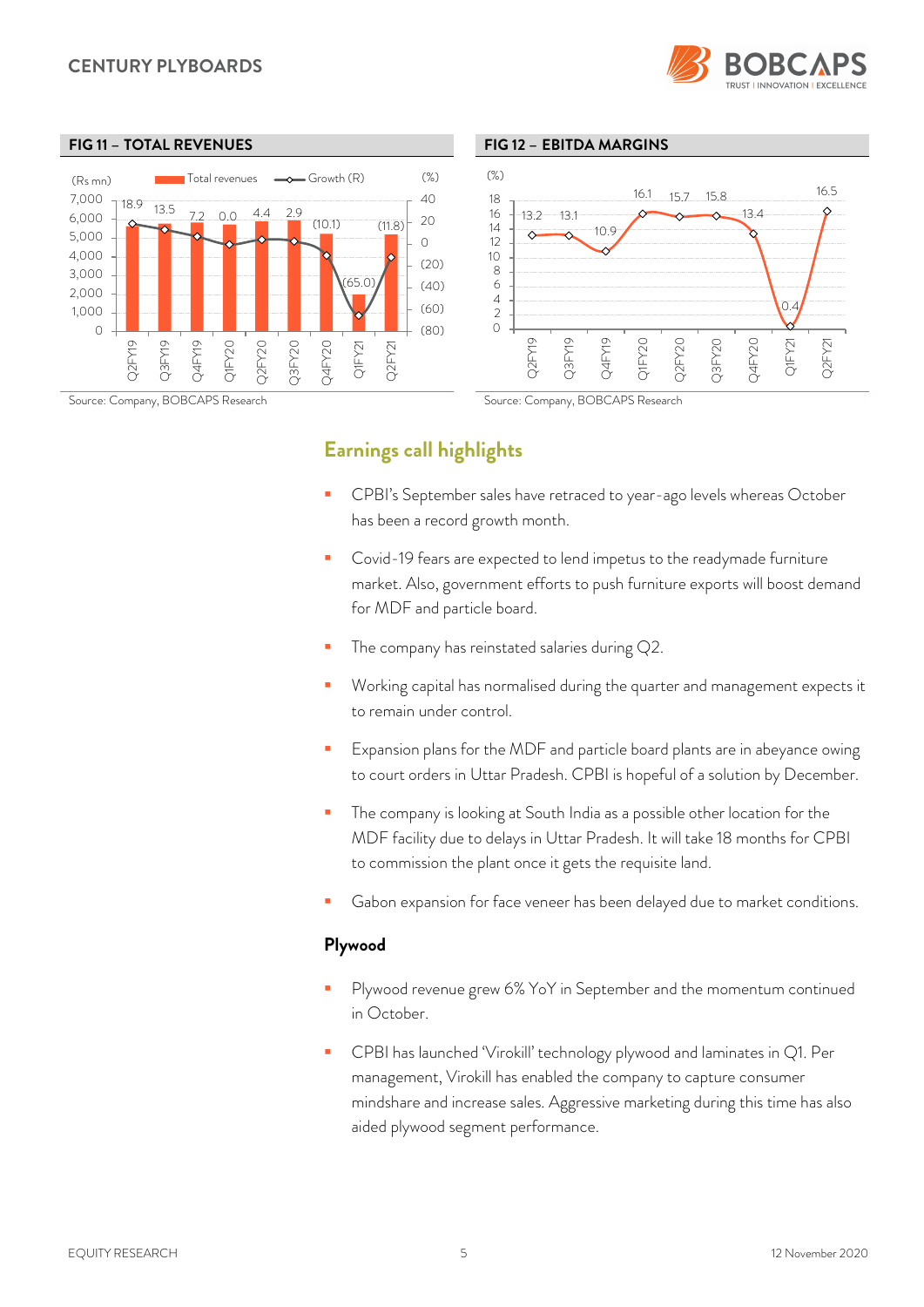## FIG 11 – TOTAL REVENUES

(Rs mn) — Total revenues; Growth (R) (%)

| Quarter | Growth (%) |
|---|---|
| Q2FY19 | 18.9 |
| Q3FY19 | 13.5 |
| Q4FY19 | 7.2 |
| Q1FY20 | 0.0 |
| Q2FY20 | 4.4 |
| Q3FY20 | 2.9 |
| Q4FY20 | (10.1) |
| Q1FY21 | (65.0) |
| Q2FY21 | (11.8) |

Source: Company, BOBCAPS Research

## FIG 12 – EBITDA MARGINS

| Quarter | (%) |
|---|---|
| Q2FY19 | 13.2 |
| Q3FY19 | 13.1 |
| Q4FY19 | 10.9 |
| Q1FY20 | 16.1 |
| Q2FY20 | 15.7 |
| Q3FY20 | 15.8 |
| Q4FY20 | 13.4 |
| Q1FY21 | 0.4 |
| Q2FY21 | 16.5 |

Source: Company, BOBCAPS Research

## Earnings call highlights

- CPBI's September sales have retraced to year-ago levels whereas October has been a record growth month.
- Covid-19 fears are expected to lend impetus to the readymade furniture market. Also, government efforts to push furniture exports will boost demand for MDF and particle board.
- The company has reinstated salaries during Q2.
- Working capital has normalised during the quarter and management expects it to remain under control.
- Expansion plans for the MDF and particle board plants are in abeyance owing to court orders in Uttar Pradesh. CPBI is hopeful of a solution by December.
- The company is looking at South India as a possible other location for the MDF facility due to delays in Uttar Pradesh. It will take 18 months for CPBI to commission the plant once it gets the requisite land.
- Gabon expansion for face veneer has been delayed due to market conditions.

### Plywood

- Plywood revenue grew 6% YoY in September and the momentum continued in October.
- CPBI has launched 'Virokill' technology plywood and laminates in Q1. Per management, Virokill has enabled the company to capture consumer mindshare and increase sales. Aggressive marketing during this time has also aided plywood segment performance.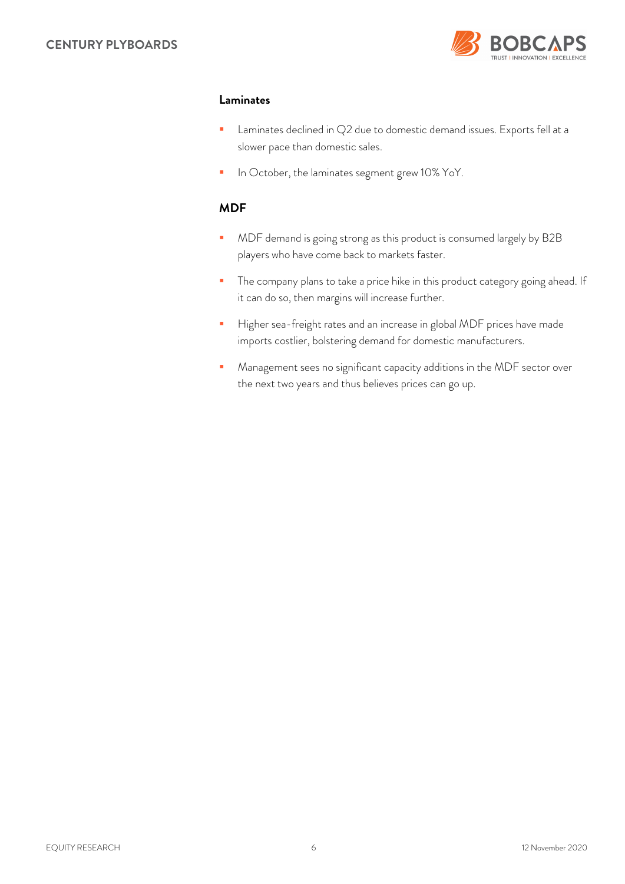## Laminates

- Laminates declined in Q2 due to domestic demand issues. Exports fell at a slower pace than domestic sales.
- In October, the laminates segment grew 10% YoY.

## MDF

- MDF demand is going strong as this product is consumed largely by B2B players who have come back to markets faster.
- The company plans to take a price hike in this product category going ahead. If it can do so, then margins will increase further.
- Higher sea-freight rates and an increase in global MDF prices have made imports costlier, bolstering demand for domestic manufacturers.
- Management sees no significant capacity additions in the MDF sector over the next two years and thus believes prices can go up.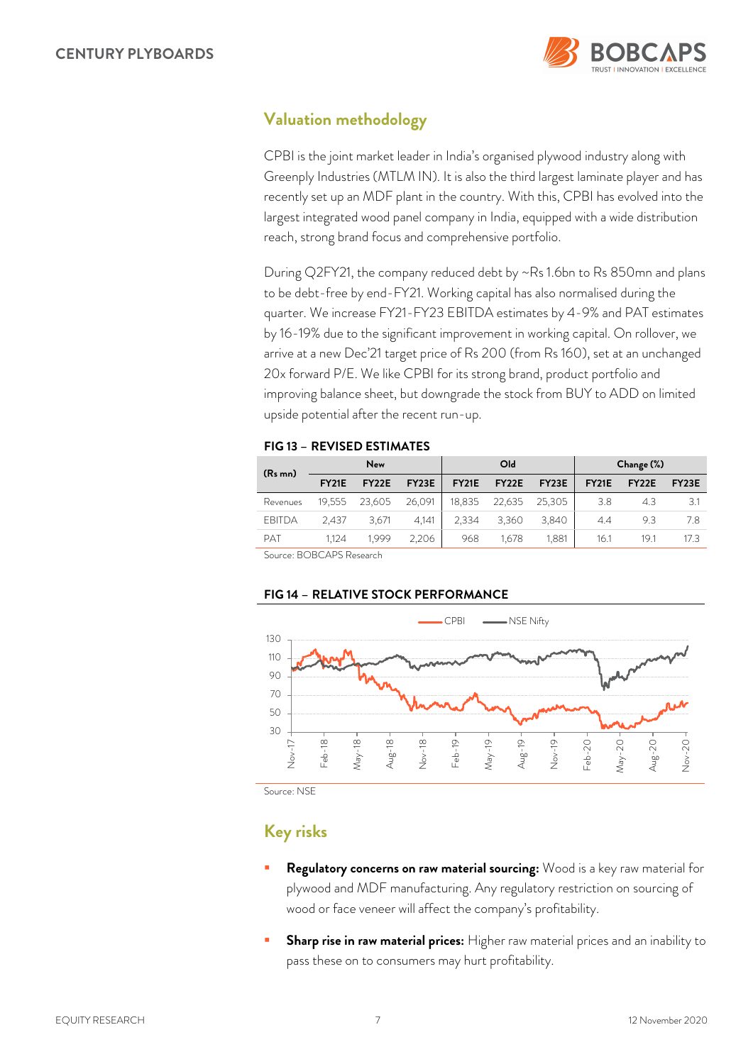## Valuation methodology

CPBI is the joint market leader in India's organised plywood industry along with Greenply Industries (MTLM IN). It is also the third largest laminate player and has recently set up an MDF plant in the country. With this, CPBI has evolved into the largest integrated wood panel company in India, equipped with a wide distribution reach, strong brand focus and comprehensive portfolio.

During Q2FY21, the company reduced debt by ~Rs 1.6bn to Rs 850mn and plans to be debt-free by end-FY21. Working capital has also normalised during the quarter. We increase FY21-FY23 EBITDA estimates by 4-9% and PAT estimates by 16-19% due to the significant improvement in working capital. On rollover, we arrive at a new Dec'21 target price of Rs 200 (from Rs 160), set at an unchanged 20x forward P/E. We like CPBI for its strong brand, product portfolio and improving balance sheet, but downgrade the stock from BUY to ADD on limited upside potential after the recent run-up.

**FIG 13 – REVISED ESTIMATES**

| (Rs mn) | New | | | Old | | | Change (%) | | |
|---|---|---|---|---|---|---|---|---|---|
| | FY21E | FY22E | FY23E | FY21E | FY22E | FY23E | FY21E | FY22E | FY23E |
| Revenues | 19,555 | 23,605 | 26,091 | 18,835 | 22,635 | 25,305 | 3.8 | 4.3 | 3.1 |
| EBITDA | 2,437 | 3,671 | 4,141 | 2,334 | 3,360 | 3,840 | 4.4 | 9.3 | 7.8 |
| PAT | 1,124 | 1,999 | 2,206 | 968 | 1,678 | 1,881 | 16.1 | 19.1 | 17.3 |

Source: BOBCAPS Research

**FIG 14 – RELATIVE STOCK PERFORMANCE**

Source: NSE

## Key risks

- **Regulatory concerns on raw material sourcing:** Wood is a key raw material for plywood and MDF manufacturing. Any regulatory restriction on sourcing of wood or face veneer will affect the company's profitability.
- **Sharp rise in raw material prices:** Higher raw material prices and an inability to pass these on to consumers may hurt profitability.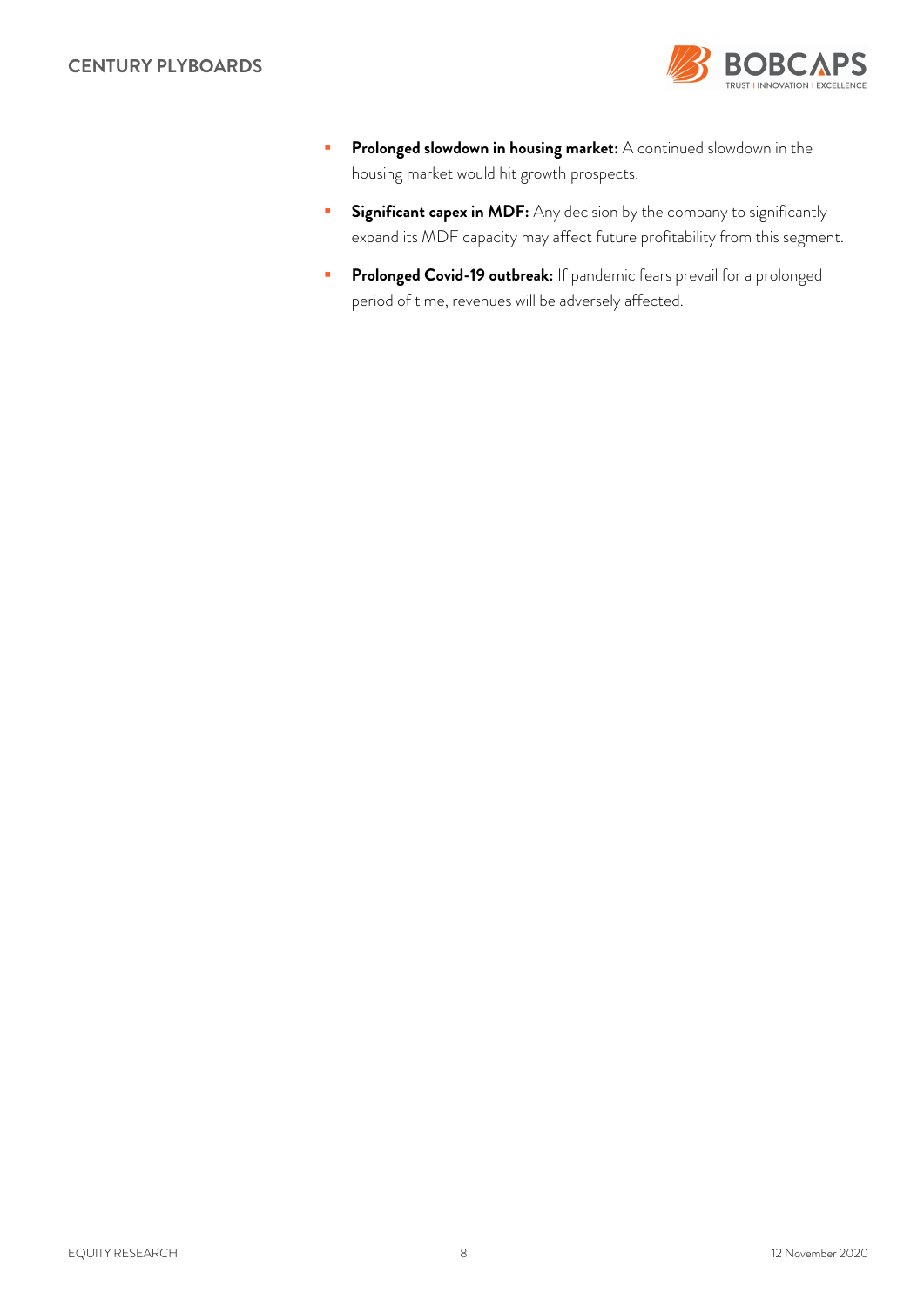- **Prolonged slowdown in housing market:** A continued slowdown in the housing market would hit growth prospects.
- **Significant capex in MDF:** Any decision by the company to significantly expand its MDF capacity may affect future profitability from this segment.
- **Prolonged Covid-19 outbreak:** If pandemic fears prevail for a prolonged period of time, revenues will be adversely affected.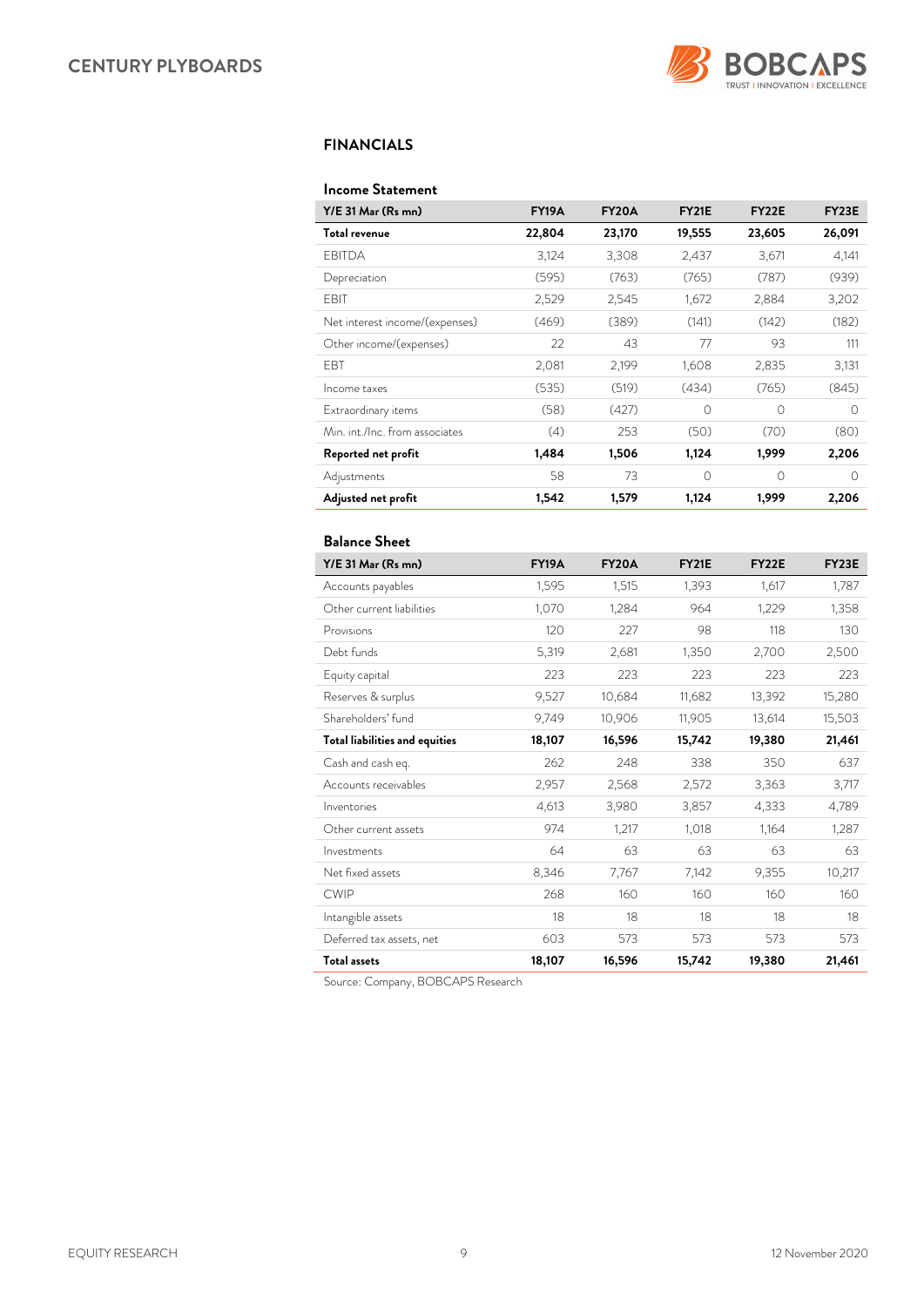## FINANCIALS

### Income Statement

| Y/E 31 Mar (Rs mn) | FY19A | FY20A | FY21E | FY22E | FY23E |
|---|---|---|---|---|---|
| **Total revenue** | **22,804** | **23,170** | **19,555** | **23,605** | **26,091** |
| EBITDA | 3,124 | 3,308 | 2,437 | 3,671 | 4,141 |
| Depreciation | (595) | (763) | (765) | (787) | (939) |
| EBIT | 2,529 | 2,545 | 1,672 | 2,884 | 3,202 |
| Net interest income/(expenses) | (469) | (389) | (141) | (142) | (182) |
| Other income/(expenses) | 22 | 43 | 77 | 93 | 111 |
| EBT | 2,081 | 2,199 | 1,608 | 2,835 | 3,131 |
| Income taxes | (535) | (519) | (434) | (765) | (845) |
| Extraordinary items | (58) | (427) | 0 | 0 | 0 |
| Min. int./Inc. from associates | (4) | 253 | (50) | (70) | (80) |
| **Reported net profit** | **1,484** | **1,506** | **1,124** | **1,999** | **2,206** |
| Adjustments | 58 | 73 | 0 | 0 | 0 |
| **Adjusted net profit** | **1,542** | **1,579** | **1,124** | **1,999** | **2,206** |

### Balance Sheet

| Y/E 31 Mar (Rs mn) | FY19A | FY20A | FY21E | FY22E | FY23E |
|---|---|---|---|---|---|
| Accounts payables | 1,595 | 1,515 | 1,393 | 1,617 | 1,787 |
| Other current liabilities | 1,070 | 1,284 | 964 | 1,229 | 1,358 |
| Provisions | 120 | 227 | 98 | 118 | 130 |
| Debt funds | 5,319 | 2,681 | 1,350 | 2,700 | 2,500 |
| Equity capital | 223 | 223 | 223 | 223 | 223 |
| Reserves & surplus | 9,527 | 10,684 | 11,682 | 13,392 | 15,280 |
| Shareholders' fund | 9,749 | 10,906 | 11,905 | 13,614 | 15,503 |
| **Total liabilities and equities** | **18,107** | **16,596** | **15,742** | **19,380** | **21,461** |
| Cash and cash eq. | 262 | 248 | 338 | 350 | 637 |
| Accounts receivables | 2,957 | 2,568 | 2,572 | 3,363 | 3,717 |
| Inventories | 4,613 | 3,980 | 3,857 | 4,333 | 4,789 |
| Other current assets | 974 | 1,217 | 1,018 | 1,164 | 1,287 |
| Investments | 64 | 63 | 63 | 63 | 63 |
| Net fixed assets | 8,346 | 7,767 | 7,142 | 9,355 | 10,217 |
| CWIP | 268 | 160 | 160 | 160 | 160 |
| Intangible assets | 18 | 18 | 18 | 18 | 18 |
| Deferred tax assets, net | 603 | 573 | 573 | 573 | 573 |
| **Total assets** | **18,107** | **16,596** | **15,742** | **19,380** | **21,461** |

Source: Company, BOBCAPS Research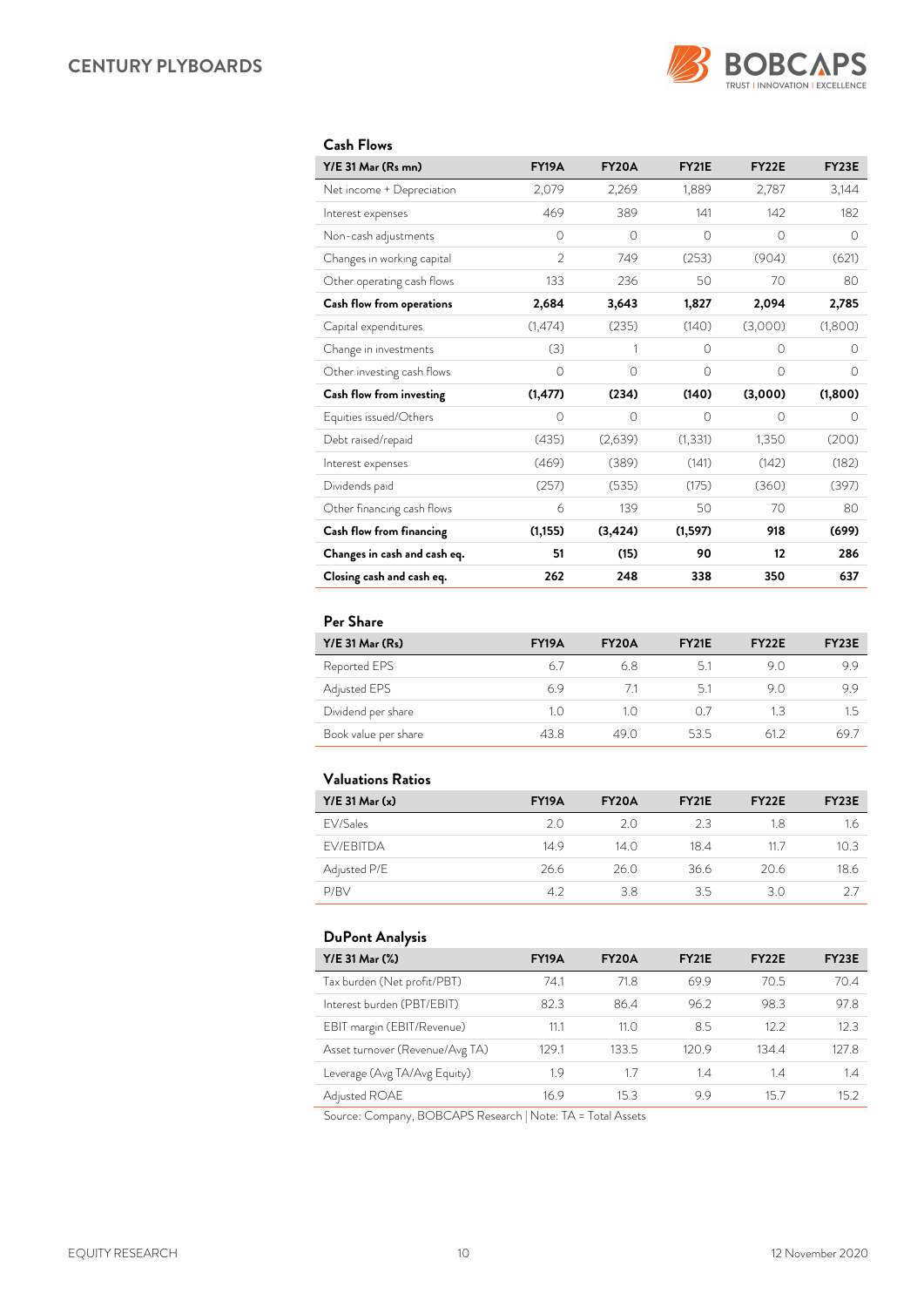### Cash Flows

| Y/E 31 Mar (Rs mn) | FY19A | FY20A | FY21E | FY22E | FY23E |
|---|---|---|---|---|---|
| Net income + Depreciation | 2,079 | 2,269 | 1,889 | 2,787 | 3,144 |
| Interest expenses | 469 | 389 | 141 | 142 | 182 |
| Non-cash adjustments | 0 | 0 | 0 | 0 | 0 |
| Changes in working capital | 2 | 749 | (253) | (904) | (621) |
| Other operating cash flows | 133 | 236 | 50 | 70 | 80 |
| **Cash flow from operations** | **2,684** | **3,643** | **1,827** | **2,094** | **2,785** |
| Capital expenditures | (1,474) | (235) | (140) | (3,000) | (1,800) |
| Change in investments | (3) | 1 | 0 | 0 | 0 |
| Other investing cash flows | 0 | 0 | 0 | 0 | 0 |
| **Cash flow from investing** | **(1,477)** | **(234)** | **(140)** | **(3,000)** | **(1,800)** |
| Equities issued/Others | 0 | 0 | 0 | 0 | 0 |
| Debt raised/repaid | (435) | (2,639) | (1,331) | 1,350 | (200) |
| Interest expenses | (469) | (389) | (141) | (142) | (182) |
| Dividends paid | (257) | (535) | (175) | (360) | (397) |
| Other financing cash flows | 6 | 139 | 50 | 70 | 80 |
| **Cash flow from financing** | **(1,155)** | **(3,424)** | **(1,597)** | **918** | **(699)** |
| **Changes in cash and cash eq.** | **51** | **(15)** | **90** | **12** | **286** |
| **Closing cash and cash eq.** | **262** | **248** | **338** | **350** | **637** |

### Per Share

| Y/E 31 Mar (Rs) | FY19A | FY20A | FY21E | FY22E | FY23E |
|---|---|---|---|---|---|
| Reported EPS | 6.7 | 6.8 | 5.1 | 9.0 | 9.9 |
| Adjusted EPS | 6.9 | 7.1 | 5.1 | 9.0 | 9.9 |
| Dividend per share | 1.0 | 1.0 | 0.7 | 1.3 | 1.5 |
| Book value per share | 43.8 | 49.0 | 53.5 | 61.2 | 69.7 |

### Valuations Ratios

| Y/E 31 Mar (x) | FY19A | FY20A | FY21E | FY22E | FY23E |
|---|---|---|---|---|---|
| EV/Sales | 2.0 | 2.0 | 2.3 | 1.8 | 1.6 |
| EV/EBITDA | 14.9 | 14.0 | 18.4 | 11.7 | 10.3 |
| Adjusted P/E | 26.6 | 26.0 | 36.6 | 20.6 | 18.6 |
| P/BV | 4.2 | 3.8 | 3.5 | 3.0 | 2.7 |

### DuPont Analysis

| Y/E 31 Mar (%) | FY19A | FY20A | FY21E | FY22E | FY23E |
|---|---|---|---|---|---|
| Tax burden (Net profit/PBT) | 74.1 | 71.8 | 69.9 | 70.5 | 70.4 |
| Interest burden (PBT/EBIT) | 82.3 | 86.4 | 96.2 | 98.3 | 97.8 |
| EBIT margin (EBIT/Revenue) | 11.1 | 11.0 | 8.5 | 12.2 | 12.3 |
| Asset turnover (Revenue/Avg TA) | 129.1 | 133.5 | 120.9 | 134.4 | 127.8 |
| Leverage (Avg TA/Avg Equity) | 1.9 | 1.7 | 1.4 | 1.4 | 1.4 |
| Adjusted ROAE | 16.9 | 15.3 | 9.9 | 15.7 | 15.2 |

Source: Company, BOBCAPS Research | Note: TA = Total Assets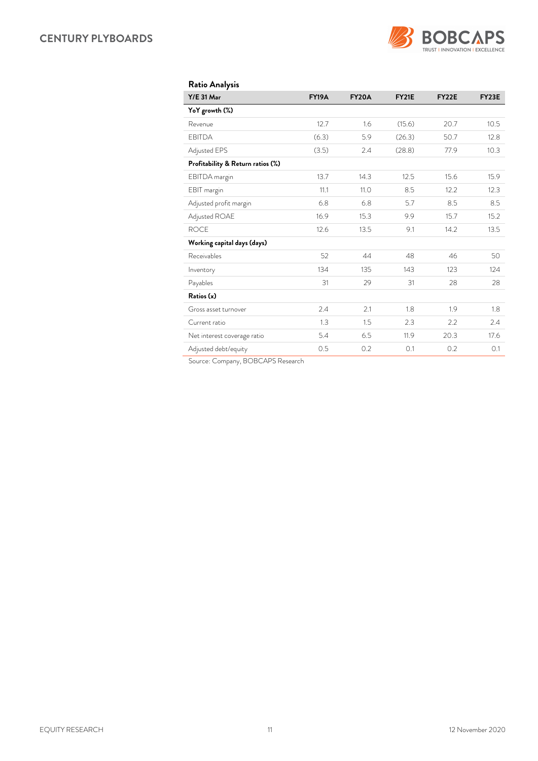### Ratio Analysis

| Y/E 31 Mar | FY19A | FY20A | FY21E | FY22E | FY23E |
|---|---|---|---|---|---|
| **YoY growth (%)** | | | | | |
| Revenue | 12.7 | 1.6 | (15.6) | 20.7 | 10.5 |
| EBITDA | (6.3) | 5.9 | (26.3) | 50.7 | 12.8 |
| Adjusted EPS | (3.5) | 2.4 | (28.8) | 77.9 | 10.3 |
| **Profitability & Return ratios (%)** | | | | | |
| EBITDA margin | 13.7 | 14.3 | 12.5 | 15.6 | 15.9 |
| EBIT margin | 11.1 | 11.0 | 8.5 | 12.2 | 12.3 |
| Adjusted profit margin | 6.8 | 6.8 | 5.7 | 8.5 | 8.5 |
| Adjusted ROAE | 16.9 | 15.3 | 9.9 | 15.7 | 15.2 |
| ROCE | 12.6 | 13.5 | 9.1 | 14.2 | 13.5 |
| **Working capital days (days)** | | | | | |
| Receivables | 52 | 44 | 48 | 46 | 50 |
| Inventory | 134 | 135 | 143 | 123 | 124 |
| Payables | 31 | 29 | 31 | 28 | 28 |
| **Ratios (x)** | | | | | |
| Gross asset turnover | 2.4 | 2.1 | 1.8 | 1.9 | 1.8 |
| Current ratio | 1.3 | 1.5 | 2.3 | 2.2 | 2.4 |
| Net interest coverage ratio | 5.4 | 6.5 | 11.9 | 20.3 | 17.6 |
| Adjusted debt/equity | 0.5 | 0.2 | 0.1 | 0.2 | 0.1 |

Source: Company, BOBCAPS Research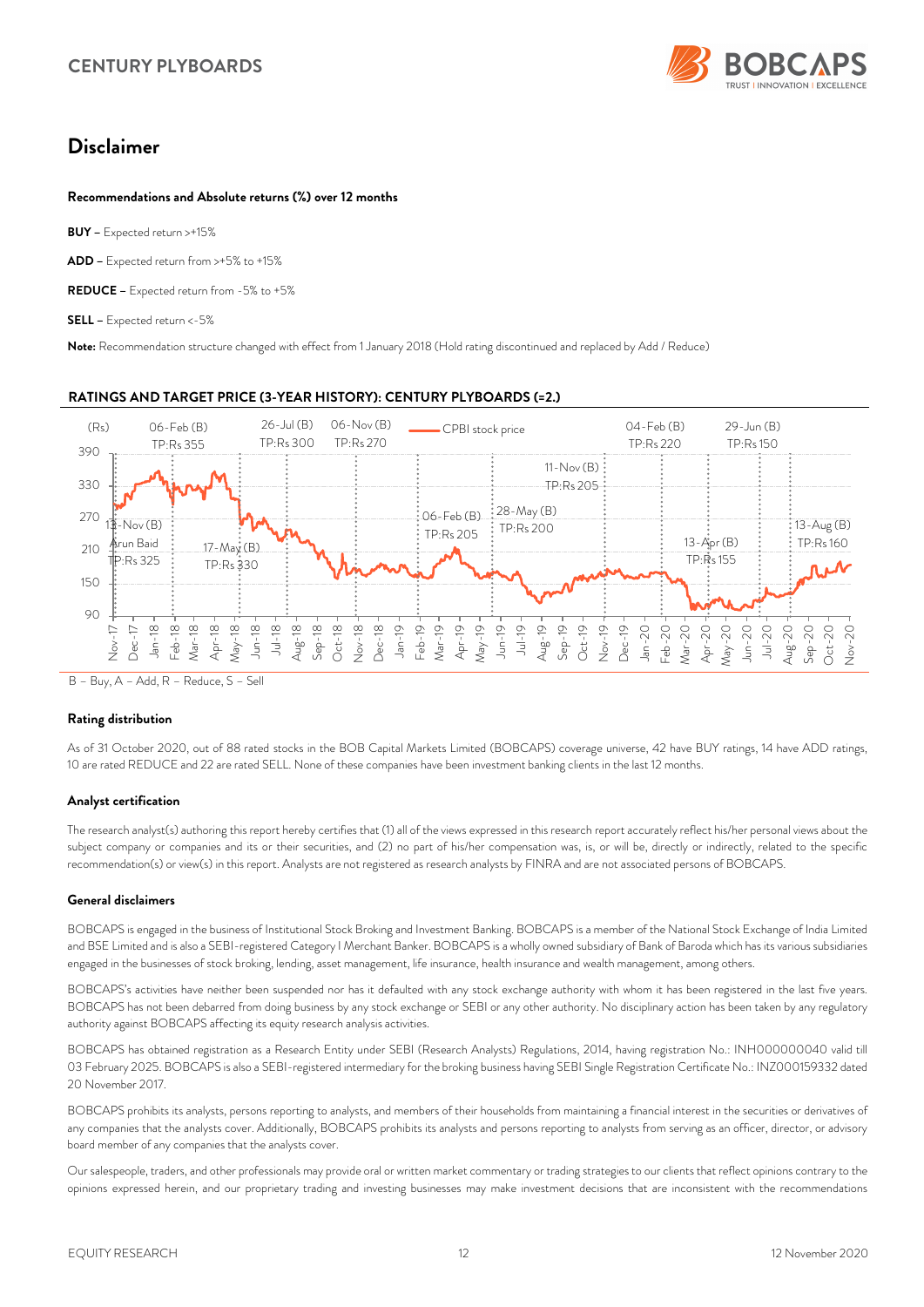# Disclaimer

**Recommendations and Absolute returns (%) over 12 months**

**BUY** – Expected return >+15%

**ADD** – Expected return from >+5% to +15%

**REDUCE** – Expected return from -5% to +5%

**SELL** – Expected return <-5%

**Note:** Recommendation structure changed with effect from 1 January 2018 (Hold rating discontinued and replaced by Add / Reduce)

**RATINGS AND TARGET PRICE (3-YEAR HISTORY): CENTURY PLYBOARDS (=2.)**

B – Buy, A – Add, R – Reduce, S – Sell

**Rating distribution**

As of 31 October 2020, out of 88 rated stocks in the BOB Capital Markets Limited (BOBCAPS) coverage universe, 42 have BUY ratings, 14 have ADD ratings, 10 are rated REDUCE and 22 are rated SELL. None of these companies have been investment banking clients in the last 12 months.

**Analyst certification**

The research analyst(s) authoring this report hereby certifies that (1) all of the views expressed in this research report accurately reflect his/her personal views about the subject company or companies and its or their securities, and (2) no part of his/her compensation was, is, or will be, directly or indirectly, related to the specific recommendation(s) or view(s) in this report. Analysts are not registered as research analysts by FINRA and are not associated persons of BOBCAPS.

**General disclaimers**

BOBCAPS is engaged in the business of Institutional Stock Broking and Investment Banking. BOBCAPS is a member of the National Stock Exchange of India Limited and BSE Limited and is also a SEBI-registered Category I Merchant Banker. BOBCAPS is a wholly owned subsidiary of Bank of Baroda which has its various subsidiaries engaged in the businesses of stock broking, lending, asset management, life insurance, health insurance and wealth management, among others.

BOBCAPS's activities have neither been suspended nor has it defaulted with any stock exchange authority with whom it has been registered in the last five years. BOBCAPS has not been debarred from doing business by any stock exchange or SEBI or any other authority. No disciplinary action has been taken by any regulatory authority against BOBCAPS affecting its equity research analysis activities.

BOBCAPS has obtained registration as a Research Entity under SEBI (Research Analysts) Regulations, 2014, having registration No.: INH000000040 valid till 03 February 2025. BOBCAPS is also a SEBI-registered intermediary for the broking business having SEBI Single Registration Certificate No.: INZ000159332 dated 20 November 2017.

BOBCAPS prohibits its analysts, persons reporting to analysts, and members of their households from maintaining a financial interest in the securities or derivatives of any companies that the analysts cover. Additionally, BOBCAPS prohibits its analysts and persons reporting to analysts from serving as an officer, director, or advisory board member of any companies that the analysts cover.

Our salespeople, traders, and other professionals may provide oral or written market commentary or trading strategies to our clients that reflect opinions contrary to the opinions expressed herein, and our proprietary trading and investing businesses may make investment decisions that are inconsistent with the recommendations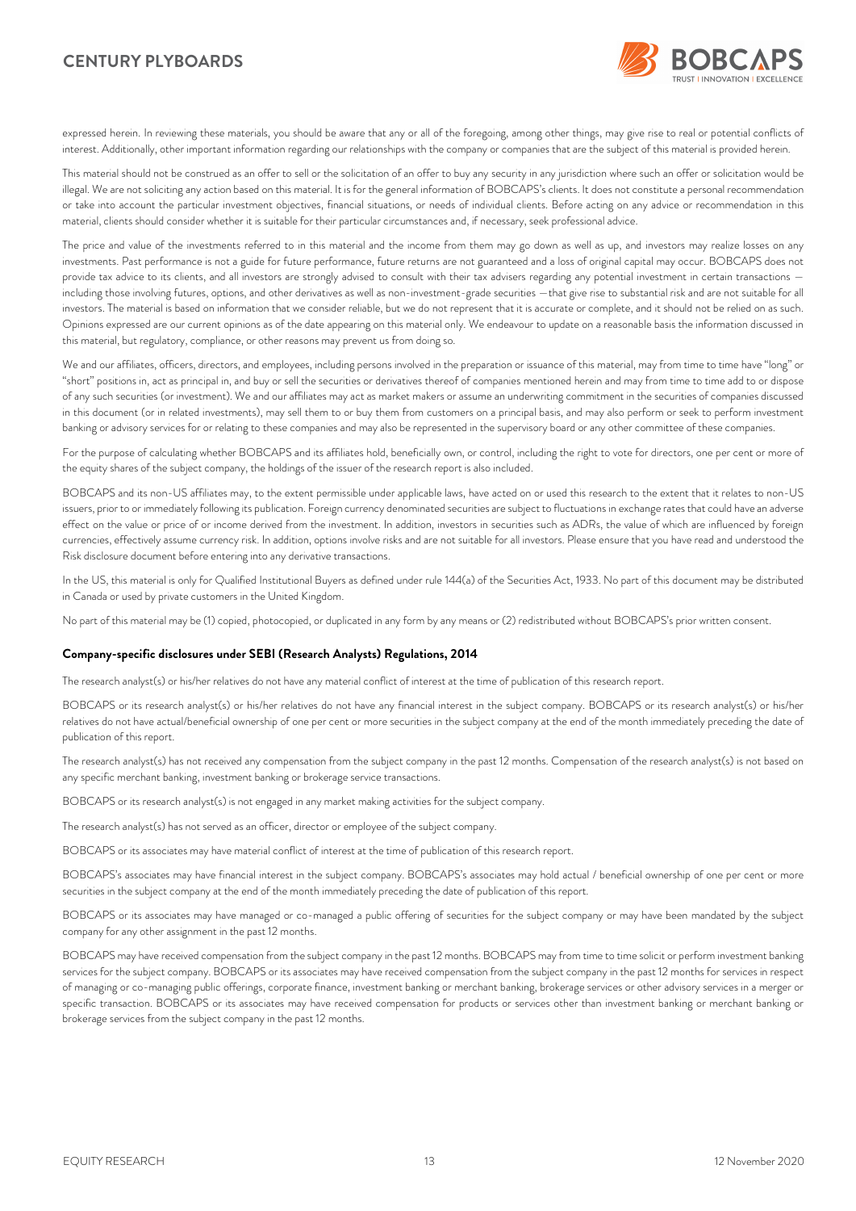expressed herein. In reviewing these materials, you should be aware that any or all of the foregoing, among other things, may give rise to real or potential conflicts of interest. Additionally, other important information regarding our relationships with the company or companies that are the subject of this material is provided herein.

This material should not be construed as an offer to sell or the solicitation of an offer to buy any security in any jurisdiction where such an offer or solicitation would be illegal. We are not soliciting any action based on this material. It is for the general information of BOBCAPS's clients. It does not constitute a personal recommendation or take into account the particular investment objectives, financial situations, or needs of individual clients. Before acting on any advice or recommendation in this material, clients should consider whether it is suitable for their particular circumstances and, if necessary, seek professional advice.

The price and value of the investments referred to in this material and the income from them may go down as well as up, and investors may realize losses on any investments. Past performance is not a guide for future performance, future returns are not guaranteed and a loss of original capital may occur. BOBCAPS does not provide tax advice to its clients, and all investors are strongly advised to consult with their tax advisers regarding any potential investment in certain transactions — including those involving futures, options, and other derivatives as well as non-investment-grade securities — that give rise to substantial risk and are not suitable for all investors. The material is based on information that we consider reliable, but we do not represent that it is accurate or complete, and it should not be relied on as such. Opinions expressed are our current opinions as of the date appearing on this material only. We endeavour to update on a reasonable basis the information discussed in this material, but regulatory, compliance, or other reasons may prevent us from doing so.

We and our affiliates, officers, directors, and employees, including persons involved in the preparation or issuance of this material, may from time to time have "long" or "short" positions in, act as principal in, and buy or sell the securities or derivatives thereof of companies mentioned herein and may from time to time add to or dispose of any such securities (or investment). We and our affiliates may act as market makers or assume an underwriting commitment in the securities of companies discussed in this document (or in related investments), may sell them to or buy them from customers on a principal basis, and may also perform or seek to perform investment banking or advisory services for or relating to these companies and may also be represented in the supervisory board or any other committee of these companies.

For the purpose of calculating whether BOBCAPS and its affiliates hold, beneficially own, or control, including the right to vote for directors, one per cent or more of the equity shares of the subject company, the holdings of the issuer of the research report is also included.

BOBCAPS and its non-US affiliates may, to the extent permissible under applicable laws, have acted on or used this research to the extent that it relates to non-US issuers, prior to or immediately following its publication. Foreign currency denominated securities are subject to fluctuations in exchange rates that could have an adverse effect on the value or price of or income derived from the investment. In addition, investors in securities such as ADRs, the value of which are influenced by foreign currencies, effectively assume currency risk. In addition, options involve risks and are not suitable for all investors. Please ensure that you have read and understood the Risk disclosure document before entering into any derivative transactions.

In the US, this material is only for Qualified Institutional Buyers as defined under rule 144(a) of the Securities Act, 1933. No part of this document may be distributed in Canada or used by private customers in the United Kingdom.

No part of this material may be (1) copied, photocopied, or duplicated in any form by any means or (2) redistributed without BOBCAPS's prior written consent.

**Company-specific disclosures under SEBI (Research Analysts) Regulations, 2014**

The research analyst(s) or his/her relatives do not have any material conflict of interest at the time of publication of this research report.

BOBCAPS or its research analyst(s) or his/her relatives do not have any financial interest in the subject company. BOBCAPS or its research analyst(s) or his/her relatives do not have actual/beneficial ownership of one per cent or more securities in the subject company at the end of the month immediately preceding the date of publication of this report.

The research analyst(s) has not received any compensation from the subject company in the past 12 months. Compensation of the research analyst(s) is not based on any specific merchant banking, investment banking or brokerage service transactions.

BOBCAPS or its research analyst(s) is not engaged in any market making activities for the subject company.

The research analyst(s) has not served as an officer, director or employee of the subject company.

BOBCAPS or its associates may have material conflict of interest at the time of publication of this research report.

BOBCAPS's associates may have financial interest in the subject company. BOBCAPS's associates may hold actual / beneficial ownership of one per cent or more securities in the subject company at the end of the month immediately preceding the date of publication of this report.

BOBCAPS or its associates may have managed or co-managed a public offering of securities for the subject company or may have been mandated by the subject company for any other assignment in the past 12 months.

BOBCAPS may have received compensation from the subject company in the past 12 months. BOBCAPS may from time to time solicit or perform investment banking services for the subject company. BOBCAPS or its associates may have received compensation from the subject company in the past 12 months for services in respect of managing or co-managing public offerings, corporate finance, investment banking or merchant banking, brokerage services or other advisory services in a merger or specific transaction. BOBCAPS or its associates may have received compensation for products or services other than investment banking or merchant banking or brokerage services from the subject company in the past 12 months.